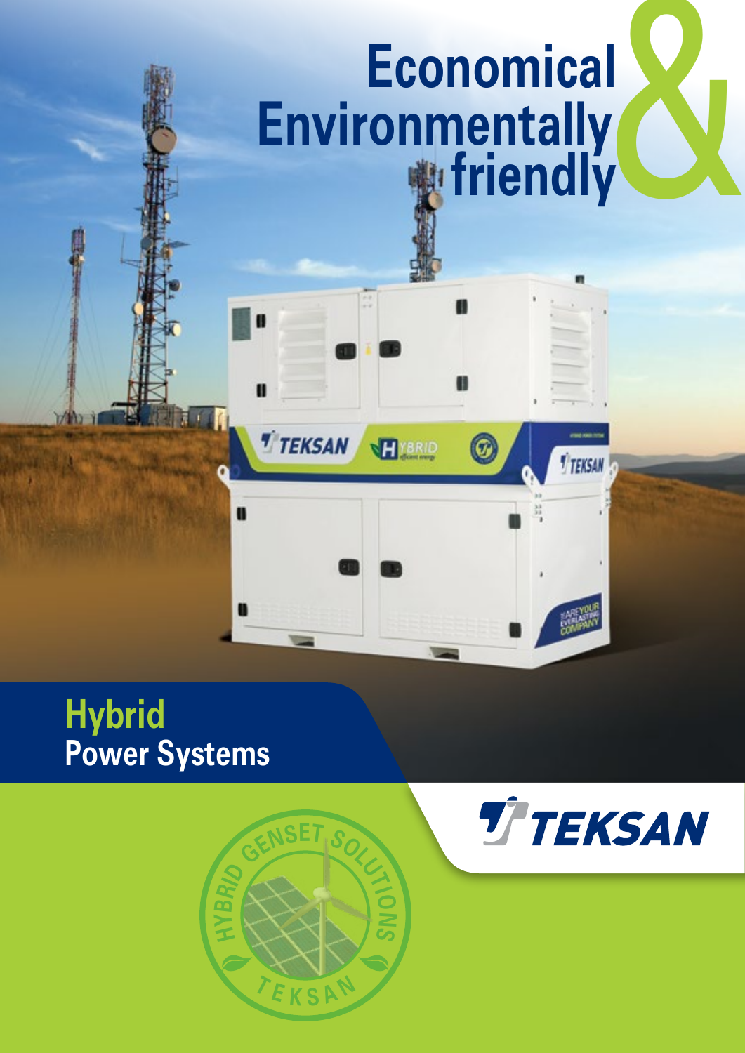# Economical & Environmentally friendly

## Hybrid
## Power Systems

TEKSAN

HYBRID GENSET SOLUTIONS
TEKSAN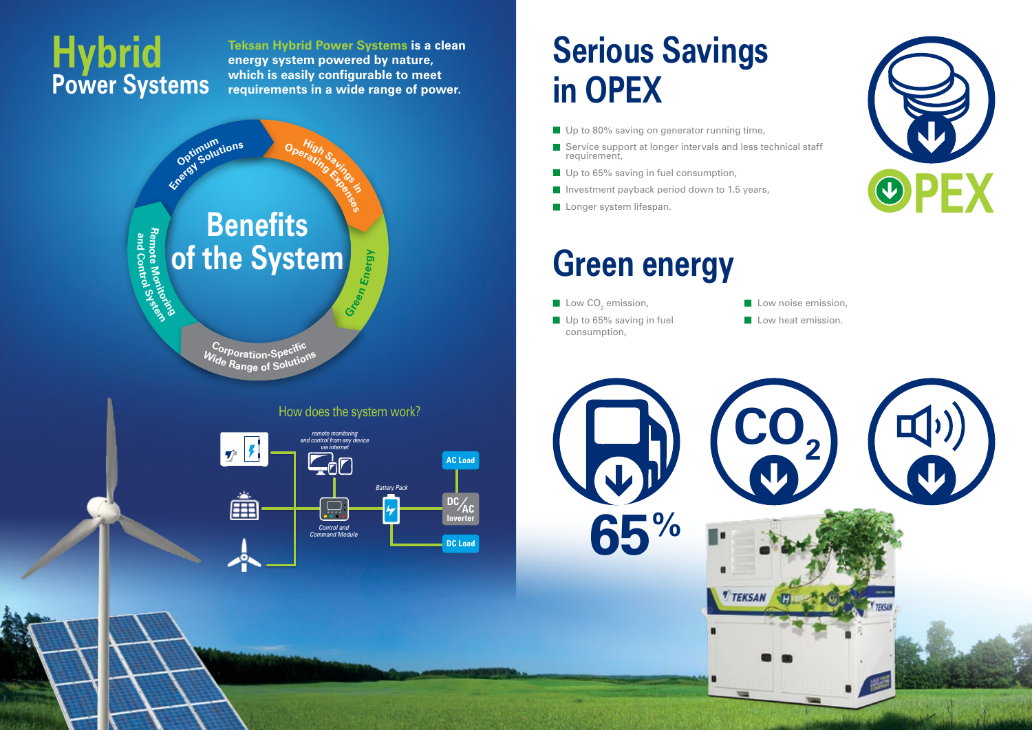# Hybrid Power Systems

**Teksan Hybrid Power Systems is a clean energy system powered by nature, which is easily configurable to meet requirements in a wide range of power.**

## Benefits of the System

- Optimum Energy Solutions
- High Savings in Operating Expenses
- Green Energy
- Corporation-Specific Wide Range of Solutions
- Remote Monitoring and Control System

### How does the system work?

*remote monitoring and control from any device via internet*

*Battery Pack*

*Control and Command Module*

AC Load

DC/AC Inverter

DC Load

# Serious Savings in OPEX

- Up to 80% saving on generator running time,
- Service support at longer intervals and less technical staff requirement,
- Up to 65% saving in fuel consumption,
- Investment payback period down to 1.5 years,
- Longer system lifespan.

OPEX

# Green energy

- Low $CO_2$ emission,
- Up to 65% saving in fuel consumption,
- Low noise emission,
- Low heat emission.

65%

$CO_2$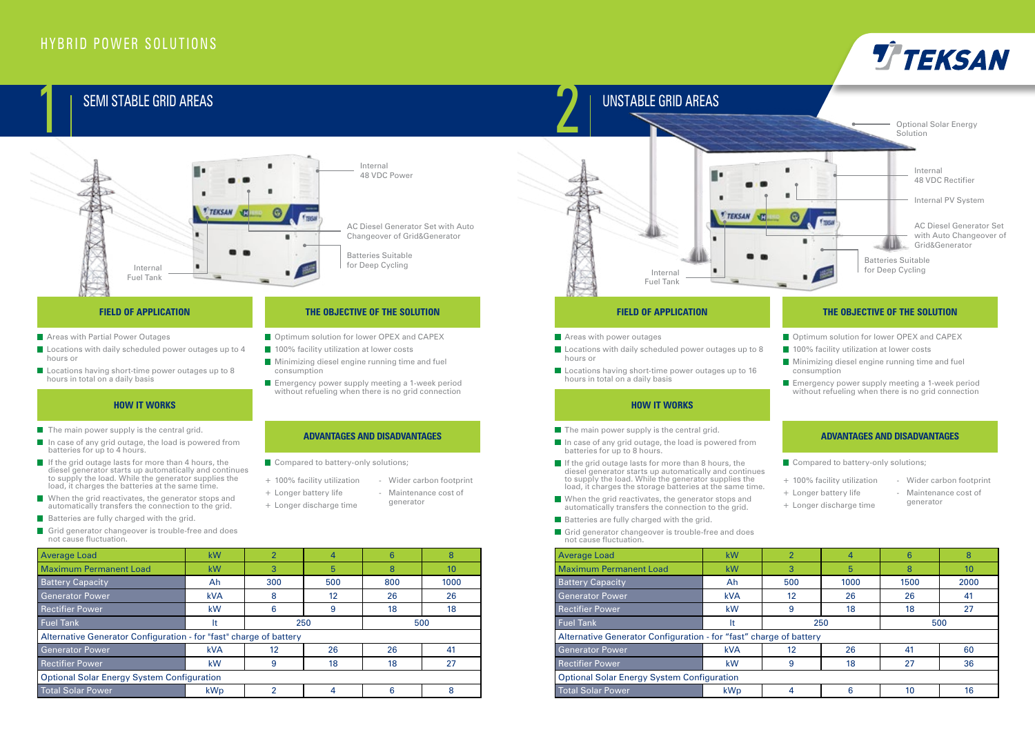# HYBRID POWER SOLUTIONS

## 1 SEMI STABLE GRID AREAS

Internal 48 VDC Power

AC Diesel Generator Set with Auto Changeover of Grid&Generator

Batteries Suitable for Deep Cycling

Internal Fuel Tank

### FIELD OF APPLICATION

- Areas with Partial Power Outages
- Locations with daily scheduled power outages up to 4 hours or
- Locations having short-time power outages up to 8 hours in total on a daily basis

### HOW IT WORKS

- The main power supply is the central grid.
- In case of any grid outage, the load is powered from batteries for up to 4 hours.
- If the grid outage lasts for more than 4 hours, the diesel generator starts up automatically and continues to supply the load. While the generator supplies the load, it charges the batteries at the same time.
- When the grid reactivates, the generator stops and automatically transfers the connection to the grid.
- Batteries are fully charged with the grid.
- Grid generator changeover is trouble-free and does not cause fluctuation.

### THE OBJECTIVE OF THE SOLUTION

- Optimum solution for lower OPEX and CAPEX
- 100% facility utilization at lower costs
- Minimizing diesel engine running time and fuel consumption
- Emergency power supply meeting a 1-week period without refueling when there is no grid connection

### ADVANTAGES AND DISADVANTAGES

- Compared to battery-only solutions;

+ 100% facility utilization
+ Longer battery life
+ Longer discharge time

- Wider carbon footprint
- Maintenance cost of generator

| Average Load | kW | 2 | 4 | 6 | 8 |
|---|---|---|---|---|---|
| Maximum Permanent Load | kW | 3 | 5 | 8 | 10 |
| Battery Capacity | Ah | 300 | 500 | 800 | 1000 |
| Generator Power | kVA | 8 | 12 | 26 | 26 |
| Rectifier Power | kW | 6 | 9 | 18 | 18 |
| Fuel Tank | lt | 250 | | 500 | |
| Alternative Generator Configuration - for "fast" charge of battery | | | | | |
| Generator Power | kVA | 12 | 26 | 26 | 41 |
| Rectifier Power | kW | 9 | 18 | 18 | 27 |
| Optional Solar Energy System Configuration | | | | | |
| Total Solar Power | kWp | 2 | 4 | 6 | 8 |

## 2 UNSTABLE GRID AREAS

Optional Solar Energy Solution

Internal 48 VDC Rectifier

Internal PV System

AC Diesel Generator Set with Auto Changeover of Grid&Generator

Batteries Suitable for Deep Cycling

Internal Fuel Tank

### FIELD OF APPLICATION

- Areas with power outages
- Locations with daily scheduled power outages up to 8 hours or
- Locations having short-time power outages up to 16 hours in total on a daily basis

### HOW IT WORKS

- The main power supply is the central grid.
- In case of any grid outage, the load is powered from batteries for up to 8 hours.
- If the grid outage lasts for more than 8 hours, the diesel generator starts up automatically and continues to supply the load. While the generator supplies the load, it charges the storage batteries at the same time.
- When the grid reactivates, the generator stops and automatically transfers the connection to the grid.
- Batteries are fully charged with the grid.
- Grid generator changeover is trouble-free and does not cause fluctuation.

### THE OBJECTIVE OF THE SOLUTION

- Optimum solution for lower OPEX and CAPEX
- 100% facility utilization at lower costs
- Minimizing diesel engine running time and fuel consumption
- Emergency power supply meeting a 1-week period without refueling when there is no grid connection

### ADVANTAGES AND DISADVANTAGES

- Compared to battery-only solutions;

+ 100% facility utilization
+ Longer battery life
+ Longer discharge time

- Wider carbon footprint
- Maintenance cost of generator

| Average Load | kW | 2 | 4 | 6 | 8 |
|---|---|---|---|---|---|
| Maximum Permanent Load | kW | 3 | 5 | 8 | 10 |
| Battery Capacity | Ah | 500 | 1000 | 1500 | 2000 |
| Generator Power | kVA | 12 | 26 | 26 | 41 |
| Rectifier Power | kW | 9 | 18 | 18 | 27 |
| Fuel Tank | lt | 250 | | 500 | |
| Alternative Generator Configuration - for "fast" charge of battery | | | | | |
| Generator Power | kVA | 12 | 26 | 41 | 60 |
| Rectifier Power | kW | 9 | 18 | 27 | 36 |
| Optional Solar Energy System Configuration | | | | | |
| Total Solar Power | kWp | 4 | 6 | 10 | 16 |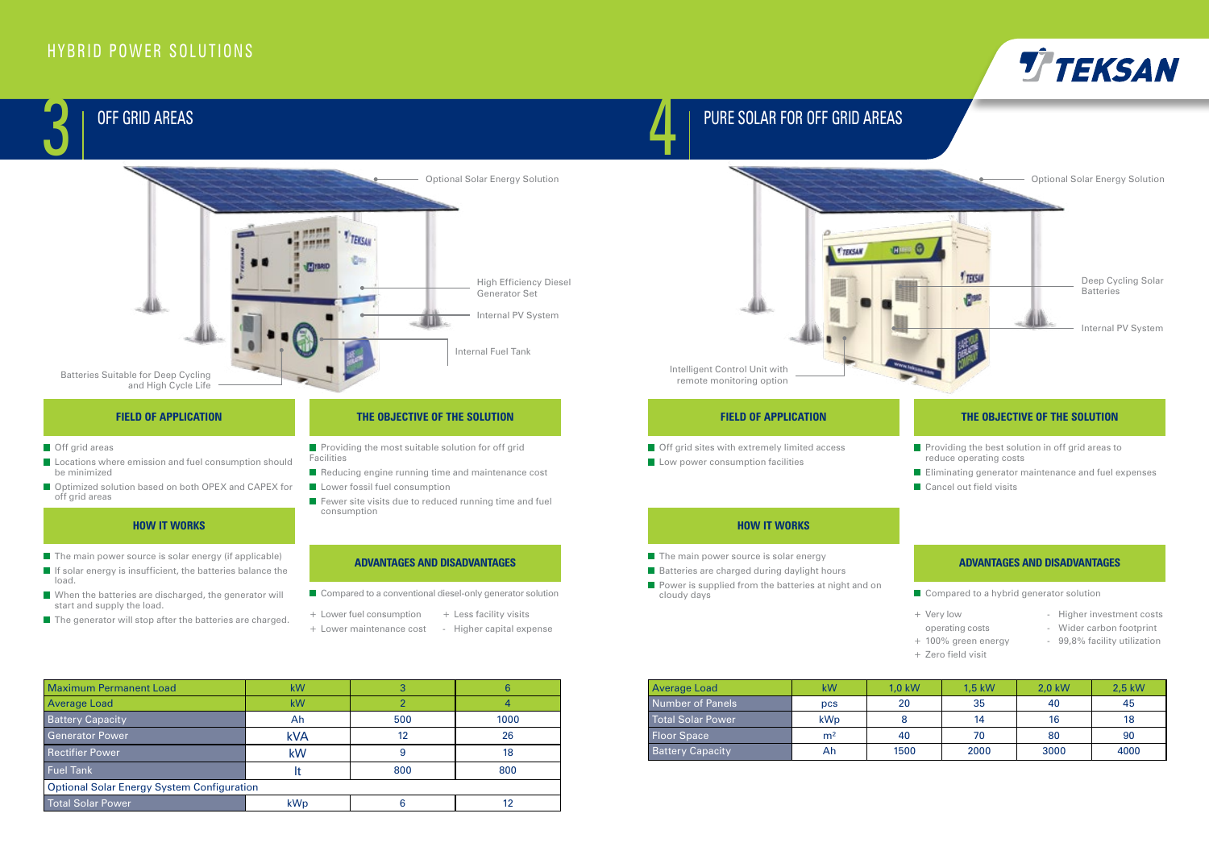# HYBRID POWER SOLUTIONS

## 3 OFF GRID AREAS

Optional Solar Energy Solution

High Efficiency Diesel Generator Set

Internal PV System

Internal Fuel Tank

Batteries Suitable for Deep Cycling and High Cycle Life

### FIELD OF APPLICATION

- Off grid areas
- Locations where emission and fuel consumption should be minimized
- Optimized solution based on both OPEX and CAPEX for off grid areas

### HOW IT WORKS

- The main power source is solar energy (if applicable)
- If solar energy is insufficient, the batteries balance the load.
- When the batteries are discharged, the generator will start and supply the load.
- The generator will stop after the batteries are charged.

### THE OBJECTIVE OF THE SOLUTION

- Providing the most suitable solution for off grid Facilities
- Reducing engine running time and maintenance cost
- Lower fossil fuel consumption
- Fewer site visits due to reduced running time and fuel consumption

### ADVANTAGES AND DISADVANTAGES

- Compared to a conventional diesel-only generator solution

+ Lower fuel consumption
+ Lower maintenance cost
+ Less facility visits
- Higher capital expense

| Maximum Permanent Load | kW | 3 | 6 |
|---|---|---|---|
| Average Load | kW | 2 | 4 |
| Battery Capacity | Ah | 500 | 1000 |
| Generator Power | kVA | 12 | 26 |
| Rectifier Power | kW | 9 | 18 |
| Fuel Tank | lt | 800 | 800 |
| Optional Solar Energy System Configuration | | | |
| Total Solar Power | kWp | 6 | 12 |

## 4 PURE SOLAR FOR OFF GRID AREAS

Optional Solar Energy Solution

Deep Cycling Solar Batteries

Internal PV System

Intelligent Control Unit with remote monitoring option

### FIELD OF APPLICATION

- Off grid sites with extremely limited access
- Low power consumption facilities

### HOW IT WORKS

- The main power source is solar energy
- Batteries are charged during daylight hours
- Power is supplied from the batteries at night and on cloudy days

### THE OBJECTIVE OF THE SOLUTION

- Providing the best solution in off grid areas to reduce operating costs
- Eliminating generator maintenance and fuel expenses
- Cancel out field visits

### ADVANTAGES AND DISADVANTAGES

- Compared to a hybrid generator solution

+ Very low operating costs
+ 100% green energy
+ Zero field visit
- Higher investment costs
- Wider carbon footprint
- 99,8% facility utilization

| Average Load | kW | 1,0 kW | 1,5 kW | 2,0 kW | 2,5 kW |
|---|---|---|---|---|---|
| Number of Panels | pcs | 20 | 35 | 40 | 45 |
| Total Solar Power | kWp | 8 | 14 | 16 | 18 |
| Floor Space | $m^2$ | 40 | 70 | 80 | 90 |
| Battery Capacity | Ah | 1500 | 2000 | 3000 | 4000 |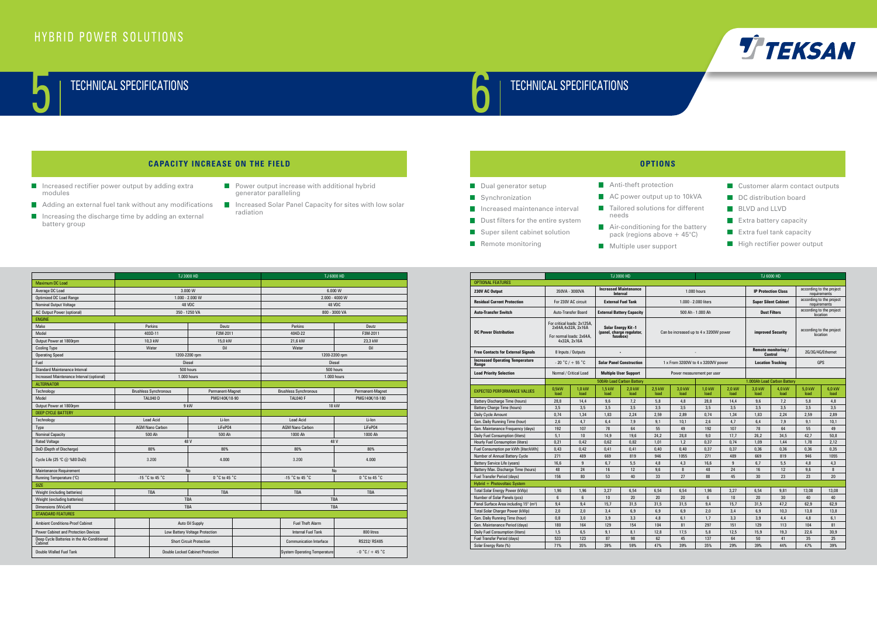# HYBRID POWER SOLUTIONS

## 5 TECHNICAL SPECIFICATIONS

### CAPACITY INCREASE ON THE FIELD

- Increased rectifier power output by adding extra modules
- Adding an external fuel tank without any modifications
- Increasing the discharge time by adding an external battery group
- Power output increase with additional hybrid generator paralleling
- Increased Solar Panel Capacity for sites with low solar radiation

| | TJ 3000 HD | | TJ 6000 HD | |
|---|---|---|---|---|
| **Maximum DC Load** | | | | |
| Average DC Load | 3.000 W | | 6.000 W | |
| Optimized DC Load Range | 1.000 - 2.000 W | | 2.000 - 4000 W | |
| Nominal Output Voltage | 48 VDC | | 48 VDC | |
| AC Output Power (optional) | 350 - 1250 VA | | 800 - 3000 VA | |
| **ENGINE** | | | | |
| Make | Perkins | Deutz | Perkins | Deutz |
| Model | 403D-11 | F2M-2011 | 404D-22 | F3M-2011 |
| Output Power at 1800rpm | 10,3 kW | 15,0 kW | 21,6 kW | 23,3 kW |
| Cooling Type | Water | Oil | Water | Oil |
| Operating Speed | 1200-2200 rpm | | 1200-2200 rpm | |
| Fuel | Diesel | | Diesel | |
| Standard Maintenance Interval | 500 hours | | 500 hours | |
| Increased Maintenance Interval (optional) | 1.000 hours | | 1.000 hours | |
| **ALTERNATOR** | | | | |
| Technology | Brushless Synchronous | Permanent-Magnet | Brushless Synchronous | Permanent-Magnet |
| Model | TAL040 D | PMG140K/18-90 | TAL040 F | PMG140K/18-180 |
| Output Power at 1800rpm | 9 kW | | 18 kW | |
| **DEEP CYCLE BATTERY** | | | | |
| Technology | Lead Acid | Li-Ion | Lead Acid | Li-Ion |
| Type | AGM Nano Carbon | LiFePO4 | AGM Nano Carbon | LiFePO4 |
| Nominal Capacity | 500 Ah | 500 Ah | 1000 Ah | 1000 Ah |
| Rated Voltage | 48 V | | 48 V | |
| DoD (Depth of Discharge) | 80% | 80% | 80% | 80% |
| Cycle Life (25 °C @ %80 DoD) | 3.200 | 4.000 | 3.200 | 4.000 |
| Maintenance Requirement | No | | No | |
| Running Temperature (°C) | -15 °C to 45 °C | 0 °C to 45 °C | -15 °C to 45 °C | 0 °C to 45 °C |
| **SIZE** | | | | |
| Weight (including batteries) | TBA | TBA | TBA | TBA |
| Weight (excluding batteries) | TBA | | TBA | |
| Dimensions (WxLxH) | TBA | | TBA | |
| **STANDARD FEATURES** | | | | |
| Ambient Conditions-Proof Cabinet | Auto Oil Supply | | Fuel Theft Alarm | |
| Power Cabinet and Protection Devices | Low Battery Voltage Protection | | Internal Fuel Tank | 800 litres |
| Deep Cycle Batteries in the Air-Conditioned Cabinet | Short Circuit Protection | | Communication Interface | RS232/ RS485 |
| Double Walled Fuel Tank | Double Locked Cabinet Protection | | System Operating Temperature | - 0 °C / + 45 °C |

## 6 TECHNICAL SPECIFICATIONS

### OPTIONS

- Dual generator setup
- Synchronization
- Increased maintenance interval
- Dust filters for the entire system
- Super silent cabinet solution
- Remote monitoring
- Anti-theft protection
- AC power output up to 10kVA
- Tailored solutions for different needs
- Air-conditioning for the battery pack (regions above + 45°C)
- Multiple user support
- Customer alarm contact outputs
- DC distribution board
- BLVD and LLVD
- Extra battery capacity
- Extra fuel tank capacity
- High rectifier power output

| | TJ 3000 HD | | | | | | TJ 6000 HD | | | | | |
|---|---|---|---|---|---|---|---|---|---|---|---|---|
| **OPTIONAL FEATURES** | | | | | | | | | | | | |
| **230V AC Output** | 350VA - 3000VA | | **Increased Maintenance Interval** | | 1.000 hours | | | | **IP Protection Class** | | according to the project requirements | |
| **Residual Current Protection** | For 230V AC circuit | | **External Fuel Tank** | | 1.000 - 2.000 liters | | | | **Super Silent Cabinet** | | according to the project requirements | |
| **Auto-Transfer Switch** | Auto-Transfer Board | | **External Battery Capacity** | | 500 Ah - 1.000 Ah | | | | **Dust Filters** | | according to the project location | |
| **DC Power Distribution** | For critical loads: 2x125A, 2x64A,4x32A, 2x16A For normal loads: 2x64A, 4x32A, 2x16A | | **Solar Energy Kit -1 (panel, charge regulator, fusebox)** | | Can be increased up to 4 x 3200W power | | | | **improved Security** | | according to the project location | |
| **Free Contacts for External Signals** | 8 Inputs / Outputs | | - | | - | | | | **Remote monitoring / Control** | | 2G/3G/4G/Ethernet | |
| **Increased Operating Temperature Range** | - 20 °C / + 55 °C | | **Solar Panel Construction** | | 1 x From 3200W to 4 x 3200W power | | | | **Location Tracking** | | GPS | |
| **Load Priority Selection** | Normal / Critical Load | | **Multiple User Support** | | Power measurement per user | | | | | | | |
| | 500Ah Lead Carbon Battery | | | | | | 1.000Ah Lead Carbon Battery | | | | | |
| **EXPECTED PERFORMANCE VALUES** | 0,5kW load | 1,0 kW load | 1,5 kW load | 2,0 kW load | 2,5 kW load | 3,0 kW load | 1,0 kW load | 2,0 kW load | 3,0 kW load | 4,0 kW load | 5,0 kW load | 6,0 kW load |
| Battery Discharge Time (hours) | 28,8 | 14,4 | 9,6 | 7,2 | 5,8 | 4,8 | 28,8 | 14,4 | 9,6 | 7,2 | 5,8 | 4,8 |
| Battery Charge Time (hours) | 3,5 | 3,5 | 3,5 | 3,5 | 3,5 | 3,5 | 3,5 | 3,5 | 3,5 | 3,5 | 3,5 | 3,5 |
| Daily Cycle Amount | 0,74 | 1,34 | 1,83 | 2,24 | 2,59 | 2,89 | 0,74 | 1,34 | 1,83 | 2,24 | 2,59 | 2,89 |
| Gen. Daily Running Time (hour) | 2,6 | 4,7 | 6,4 | 7,9 | 9,1 | 10,1 | 2,6 | 4,7 | 6,4 | 7,9 | 9,1 | 10,1 |
| Gen. Maintenance Frequency (days) | 192 | 107 | 78 | 64 | 55 | 49 | 192 | 107 | 78 | 64 | 55 | 49 |
| Daily Fuel Consumption (liters) | 5,1 | 10 | 14,9 | 19,6 | 24,2 | 28,8 | 9,0 | 17,7 | 26,2 | 34,5 | 42,7 | 50,8 |
| Hourly Fuel Consumption (liters) | 0,21 | 0,42 | 0,62 | 0,82 | 1,01 | 1,2 | 0,37 | 0,74 | 1,09 | 1,44 | 1,78 | 2,12 |
| Fuel Consumption per kWh (liter/kWh) | 0,43 | 0,42 | 0,41 | 0,41 | 0,40 | 0,40 | 0,37 | 0,37 | 0,36 | 0,36 | 0,36 | 0,35 |
| Number of Annual Battery Cycle | 271 | 489 | 669 | 819 | 946 | 1055 | 271 | 489 | 669 | 819 | 946 | 1055 |
| Battery Service Life (years) | 16,6 | 9 | 6,7 | 5,5 | 4,8 | 4,3 | 16,6 | 9 | 6,7 | 5,5 | 4,8 | 4,3 |
| Battery Max. Discharge Time (hours) | 48 | 24 | 16 | 12 | 9,6 | 8 | 48 | 24 | 16 | 12 | 9,6 | 8 |
| Fuel Transfer Period (days) | 156 | 80 | 53 | 40 | 33 | 27 | 88 | 45 | 30 | 23 | 23 | 20 |
| **Hybrid + Photovoltaic System** | | | | | | | | | | | | |
| Total Solar Energy Power (kWp) | 1,96 | 1,96 | 3,27 | 6,54 | 6,54 | 6,54 | 1,96 | 3,27 | 6,54 | 9,81 | 13,08 | 13,08 |
| Number of Solar Panels (pcs) | 6 | 6 | 10 | 20 | 20 | 20 | 6 | 10 | 20 | 30 | 40 | 40 |
| Panel Surface Area including 15° (m²) | 9,4 | 9,4 | 15,7 | 31,5 | 31,5 | 31,5 | 9,4 | 15,7 | 31,5 | 47,2 | 62,9 | 62,9 |
| Total Solar Charger Power (kWp) | 2,0 | 2,0 | 3,4 | 6,9 | 6,9 | 6,9 | 2,0 | 3,4 | 6,9 | 10,3 | 13,8 | 13,8 |
| Gen. Daily Running Time (hour) | 0,8 | 3,0 | 3,9 | 3,3 | 4,8 | 6,1 | 1,7 | 3,3 | 3,9 | 4,4 | 4,8 | 6,1 |
| Gen. Maintenance Period (days) | 180 | 164 | 129 | 154 | 104 | 81 | 297 | 151 | 129 | 113 | 104 | 81 |
| Daily Fuel Consumption (liters) | 1,5 | 6,5 | 9,1 | 8,1 | 12,8 | 17,5 | 5,8 | 12,5 | 15,9 | 19,3 | 22,6 | 30,9 |
| Fuel Transfer Period (days) | 533 | 123 | 87 | 98 | 62 | 45 | 137 | 64 | 50 | 41 | 35 | 25 |
| Solar Energy Rate (%) | 71% | 35% | 39% | 59% | 47% | 39% | 35% | 29% | 39% | 44% | 47% | 39% |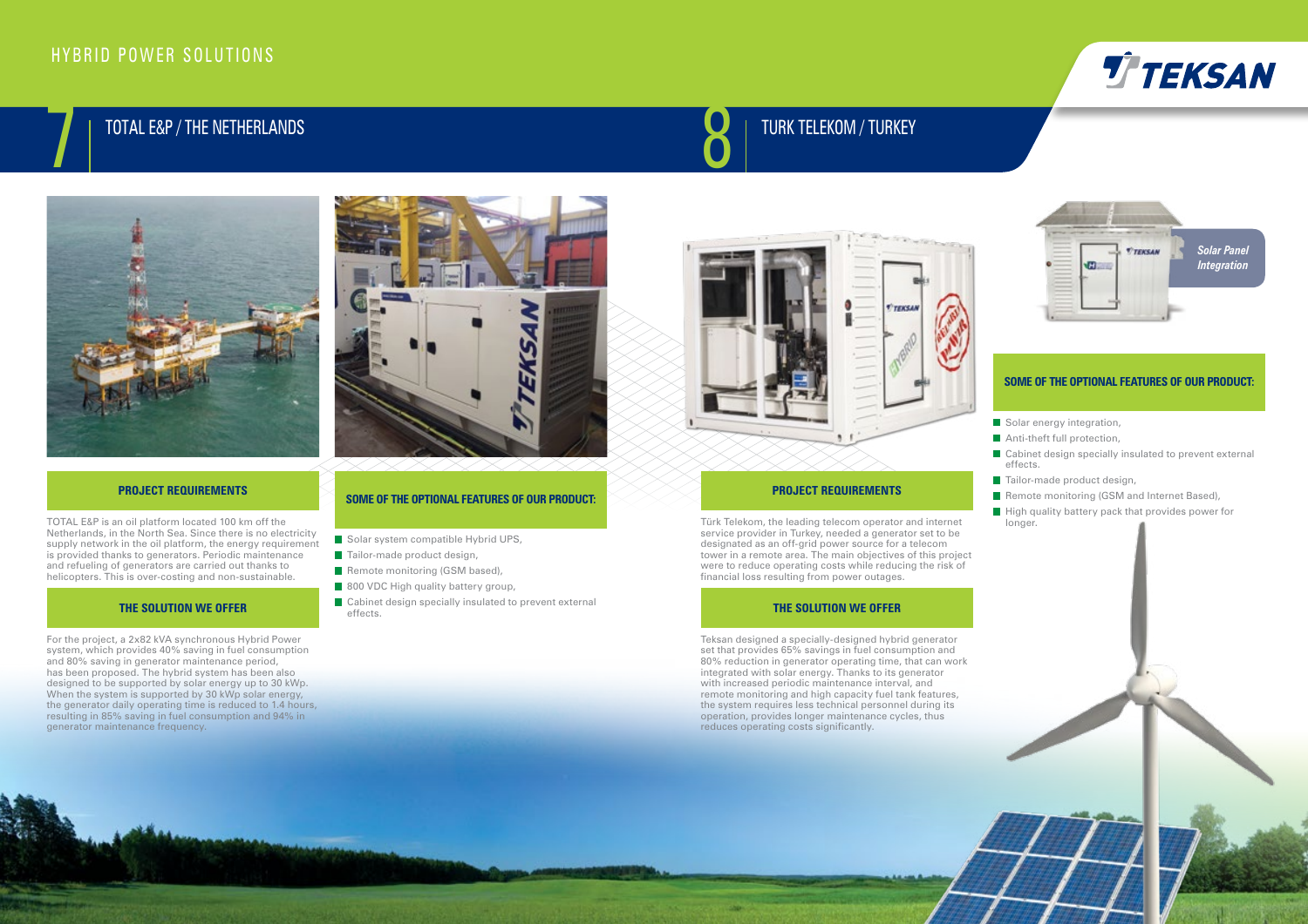## 7 TOTAL E&P / THE NETHERLANDS

### PROJECT REQUIREMENTS

TOTAL E&P is an oil platform located 100 km off the Netherlands, in the North Sea. Since there is no electricity supply network in the oil platform, the energy requirement is provided thanks to generators. Periodic maintenance and refueling of generators are carried out thanks to helicopters. This is over-costing and non-sustainable.

### THE SOLUTION WE OFFER

For the project, a 2x82 kVA synchronous Hybrid Power system, which provides 40% saving in fuel consumption and 80% saving in generator maintenance period, has been proposed. The hybrid system has been also designed to be supported by solar energy up to 30 kWp. When the system is supported by 30 kWp solar energy, the generator daily operating time is reduced to 1.4 hours, resulting in 85% saving in fuel consumption and 94% in generator maintenance frequency.

### SOME OF THE OPTIONAL FEATURES OF OUR PRODUCT:

- Solar system compatible Hybrid UPS,
- Tailor-made product design,
- Remote monitoring (GSM based),
- 800 VDC High quality battery group,
- Cabinet design specially insulated to prevent external effects.

## 8 TURK TELEKOM / TURKEY

### PROJECT REQUIREMENTS

Türk Telekom, the leading telecom operator and internet service provider in Turkey, needed a generator set to be designated as an off-grid power source for a telecom tower in a remote area. The main objectives of this project were to reduce operating costs while reducing the risk of financial loss resulting from power outages.

### THE SOLUTION WE OFFER

Teksan designed a specially-designed hybrid generator set that provides 65% savings in fuel consumption and 80% reduction in generator operating time, that can work integrated with solar energy. Thanks to its generator with increased periodic maintenance interval, and remote monitoring and high capacity fuel tank features, the system requires less technical personnel during its operation, provides longer maintenance cycles, thus reduces operating costs significantly.

*Solar Panel Integration*

### SOME OF THE OPTIONAL FEATURES OF OUR PRODUCT:

- Solar energy integration,
- Anti-theft full protection,
- Cabinet design specially insulated to prevent external effects.
- Tailor-made product design,
- Remote monitoring (GSM and Internet Based),
- High quality battery pack that provides power for longer.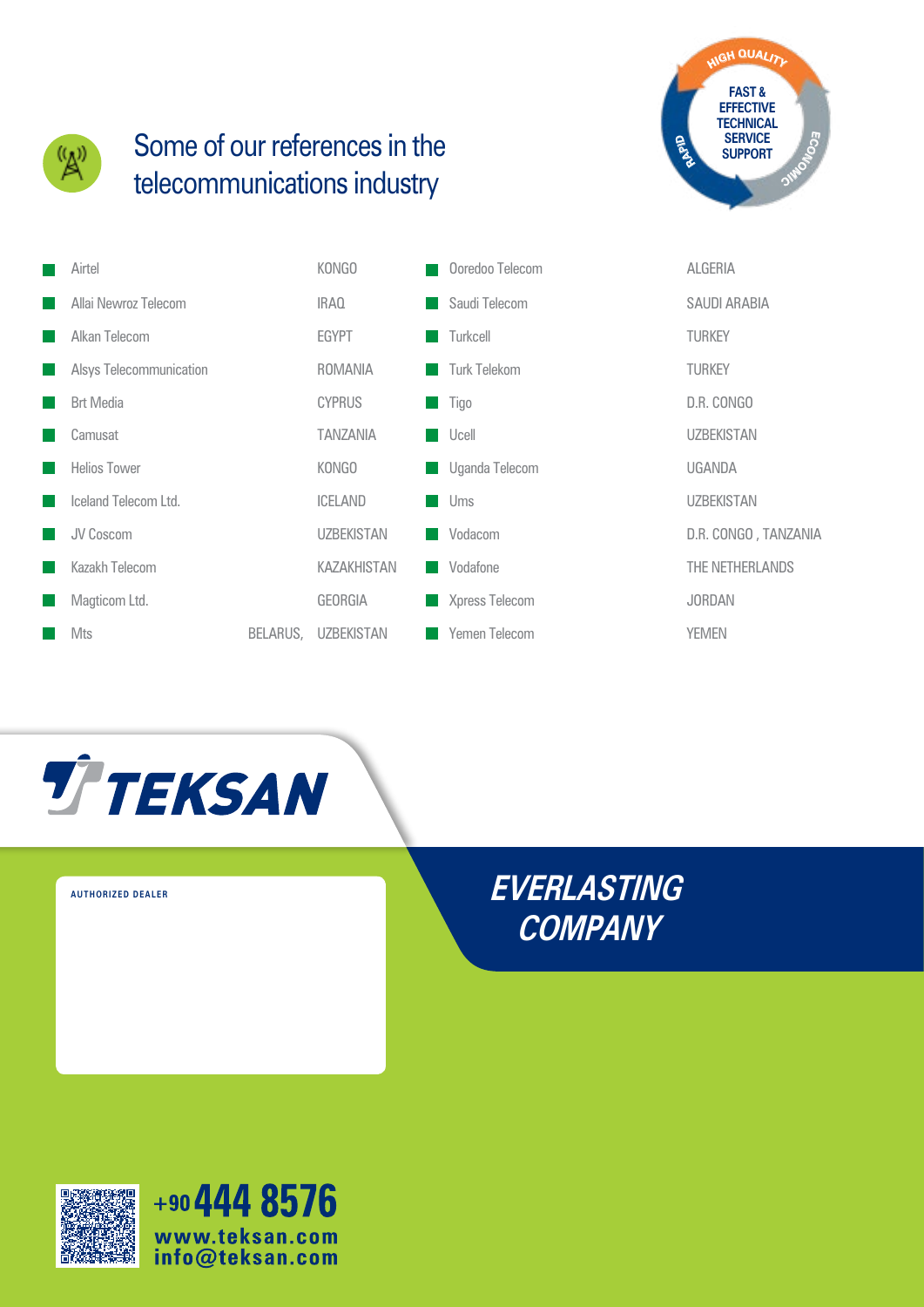HIGH QUALITY
FAST & EFFECTIVE TECHNICAL SERVICE SUPPORT
RAPID
ECONOMIC

## Some of our references in the telecommunications industry

| | | | |
|---|---|---|---|
| Airtel | KONGO | Ooredoo Telecom | ALGERIA |
| Allai Newroz Telecom | IRAQ | Saudi Telecom | SAUDI ARABIA |
| Alkan Telecom | EGYPT | Turkcell | TURKEY |
| Alsys Telecommunication | ROMANIA | Turk Telekom | TURKEY |
| Brt Media | CYPRUS | Tigo | D.R. CONGO |
| Camusat | TANZANIA | Ucell | UZBEKISTAN |
| Helios Tower | KONGO | Uganda Telecom | UGANDA |
| Iceland Telecom Ltd. | ICELAND | Ums | UZBEKISTAN |
| JV Coscom | UZBEKISTAN | Vodacom | D.R. CONGO , TANZANIA |
| Kazakh Telecom | KAZAKHISTAN | Vodafone | THE NETHERLANDS |
| Magticom Ltd. | GEORGIA | Xpress Telecom | JORDAN |
| Mts | BELARUS, UZBEKISTAN | Yemen Telecom | YEMEN |

TEKSAN

*EVERLASTING COMPANY*

AUTHORIZED DEALER

+90 444 8576
www.teksan.com
info@teksan.com